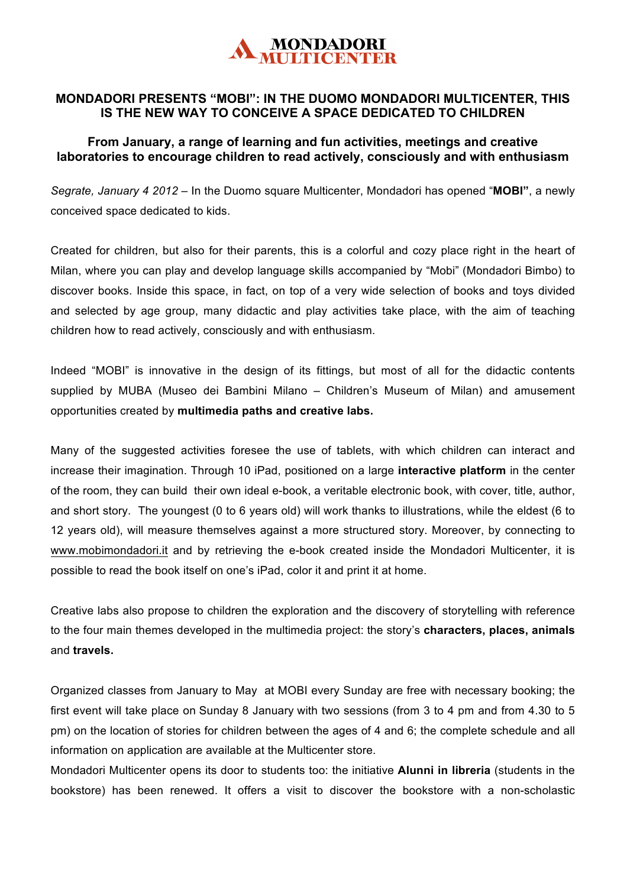MONDADORI MULTICENTER

## MONDADORI PRESENTS "MOBI": IN THE DUOMO MONDADORI MULTICENTER, THIS IS THE NEW WAY TO CONCEIVE A SPACE DEDICATED TO CHILDREN

### From January, a range of learning and fun activities, meetings and creative laboratories to encourage children to read actively, consciously and with enthusiasm

*Segrate, January 4 2012* – In the Duomo square Multicenter, Mondadori has opened "**MOBI"**, a newly conceived space dedicated to kids.

Created for children, but also for their parents, this is a colorful and cozy place right in the heart of Milan, where you can play and develop language skills accompanied by "Mobi" (Mondadori Bimbo) to discover books. Inside this space, in fact, on top of a very wide selection of books and toys divided and selected by age group, many didactic and play activities take place, with the aim of teaching children how to read actively, consciously and with enthusiasm.

Indeed "MOBI" is innovative in the design of its fittings, but most of all for the didactic contents supplied by MUBA (Museo dei Bambini Milano – Children's Museum of Milan) and amusement opportunities created by **multimedia paths and creative labs.**

Many of the suggested activities foresee the use of tablets, with which children can interact and increase their imagination. Through 10 iPad, positioned on a large **interactive platform** in the center of the room, they can build their own ideal e-book, a veritable electronic book, with cover, title, author, and short story. The youngest (0 to 6 years old) will work thanks to illustrations, while the eldest (6 to 12 years old), will measure themselves against a more structured story. Moreover, by connecting to www.mobimondadori.it and by retrieving the e-book created inside the Mondadori Multicenter, it is possible to read the book itself on one's iPad, color it and print it at home.

Creative labs also propose to children the exploration and the discovery of storytelling with reference to the four main themes developed in the multimedia project: the story's **characters, places, animals** and **travels.**

Organized classes from January to May at MOBI every Sunday are free with necessary booking; the first event will take place on Sunday 8 January with two sessions (from 3 to 4 pm and from 4.30 to 5 pm) on the location of stories for children between the ages of 4 and 6; the complete schedule and all information on application are available at the Multicenter store.
Mondadori Multicenter opens its door to students too: the initiative **Alunni in libreria** (students in the bookstore) has been renewed. It offers a visit to discover the bookstore with a non-scholastic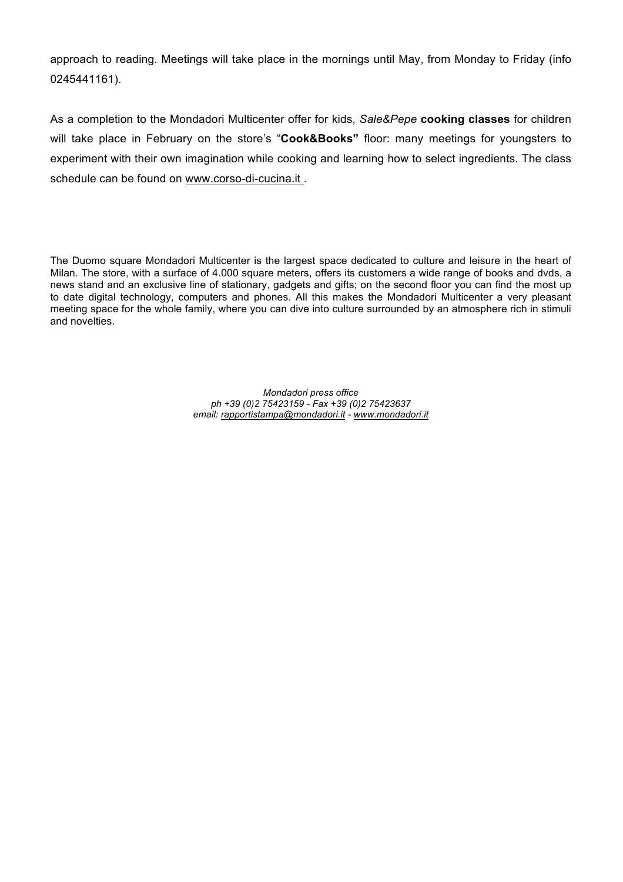approach to reading. Meetings will take place in the mornings until May, from Monday to Friday (info 0245441161).

As a completion to the Mondadori Multicenter offer for kids, *Sale&Pepe* **cooking classes** for children will take place in February on the store's "**Cook&Books"** floor: many meetings for youngsters to experiment with their own imagination while cooking and learning how to select ingredients. The class schedule can be found on www.corso-di-cucina.it .

The Duomo square Mondadori Multicenter is the largest space dedicated to culture and leisure in the heart of Milan. The store, with a surface of 4.000 square meters, offers its customers a wide range of books and dvds, a news stand and an exclusive line of stationary, gadgets and gifts; on the second floor you can find the most up to date digital technology, computers and phones. All this makes the Mondadori Multicenter a very pleasant meeting space for the whole family, where you can dive into culture surrounded by an atmosphere rich in stimuli and novelties.

*Mondadori press office*
*ph +39 (0)2 75423159 - Fax +39 (0)2 75423637*
*email: rapportistampa@mondadori.it - www.mondadori.it*